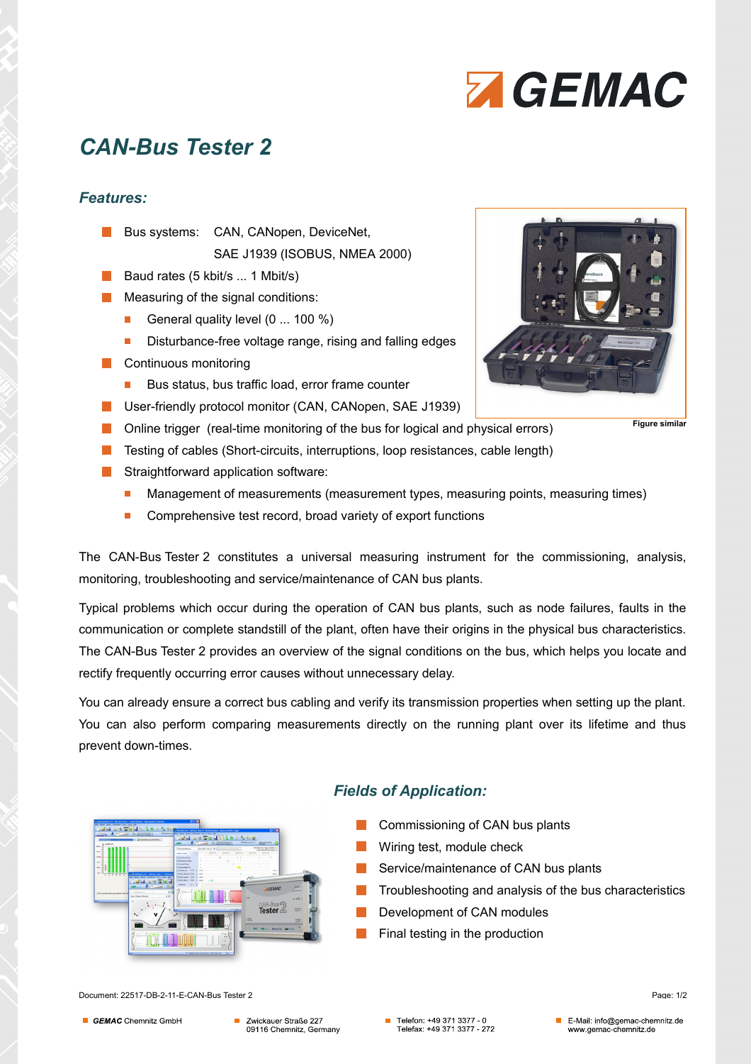# CAN-Bus Tester 2

## *Features:*

- Bus systems: CAN, CANopen, DeviceNet, SAE J1939 (ISOBUS, NMEA 2000)
- Baud rates (5 kbit/s ... 1 Mbit/s)
- Measuring of the signal conditions:
  - General quality level (0 ... 100 %)
  - Disturbance-free voltage range, rising and falling edges
- Continuous monitoring
  - Bus status, bus traffic load, error frame counter
- User-friendly protocol monitor (CAN, CANopen, SAE J1939)
- Online trigger (real-time monitoring of the bus for logical and physical errors)
- Testing of cables (Short-circuits, interruptions, loop resistances, cable length)
- Straightforward application software:
  - Management of measurements (measurement types, measuring points, measuring times)
  - Comprehensive test record, broad variety of export functions

**Figure similar**

The CAN-Bus Tester 2 constitutes a universal measuring instrument for the commissioning, analysis, monitoring, troubleshooting and service/maintenance of CAN bus plants.

Typical problems which occur during the operation of CAN bus plants, such as node failures, faults in the communication or complete standstill of the plant, often have their origins in the physical bus characteristics. The CAN-Bus Tester 2 provides an overview of the signal conditions on the bus, which helps you locate and rectify frequently occurring error causes without unnecessary delay.

You can already ensure a correct bus cabling and verify its transmission properties when setting up the plant. You can also perform comparing measurements directly on the running plant over its lifetime and thus prevent down-times.

## *Fields of Application:*

- Commissioning of CAN bus plants
- Wiring test, module check
- Service/maintenance of CAN bus plants
- Troubleshooting and analysis of the bus characteristics
- Development of CAN modules
- Final testing in the production

Document: 22517-DB-2-11-E-CAN-Bus Tester 2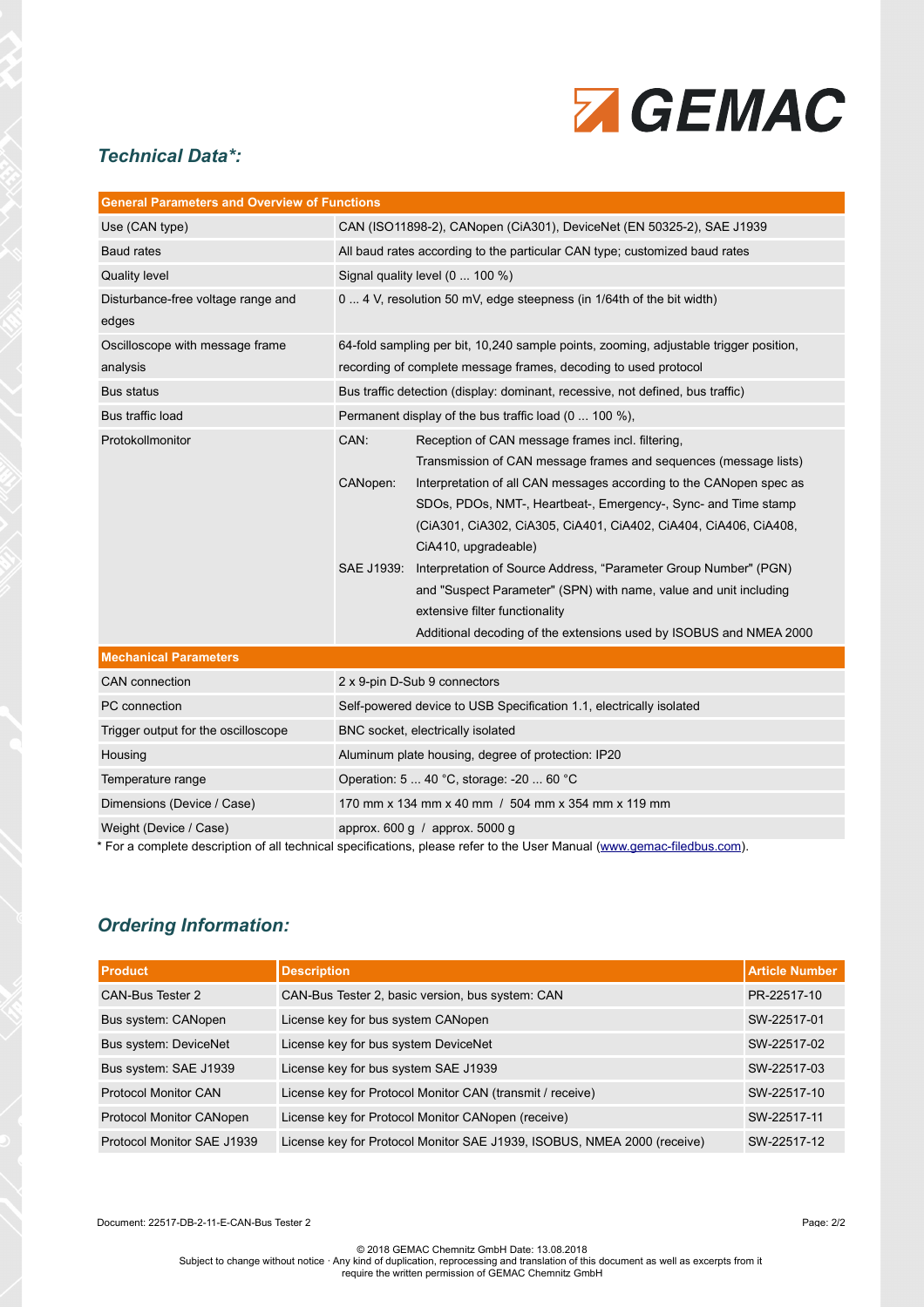## *Technical Data*:*

| General Parameters and Overview of Functions | | |
|---|---|---|
| Use (CAN type) | CAN (ISO11898-2), CANopen (CiA301), DeviceNet (EN 50325-2), SAE J1939 | |
| Baud rates | All baud rates according to the particular CAN type; customized baud rates | |
| Quality level | Signal quality level (0 ... 100 %) | |
| Disturbance-free voltage range and edges | 0 ... 4 V, resolution 50 mV, edge steepness (in 1/64th of the bit width) | |
| Oscilloscope with message frame analysis | 64-fold sampling per bit, 10,240 sample points, zooming, adjustable trigger position, recording of complete message frames, decoding to used protocol | |
| Bus status | Bus traffic detection (display: dominant, recessive, not defined, bus traffic) | |
| Bus traffic load | Permanent display of the bus traffic load (0 ... 100 %), | |
| Protokollmonitor | CAN: | Reception of CAN message frames incl. filtering, Transmission of CAN message frames and sequences (message lists) |
| | CANopen: | Interpretation of all CAN messages according to the CANopen spec as SDOs, PDOs, NMT-, Heartbeat-, Emergency-, Sync- and Time stamp (CiA301, CiA302, CiA305, CiA401, CiA402, CiA404, CiA406, CiA408, CiA410, upgradeable) |
| | SAE J1939: | Interpretation of Source Address, "Parameter Group Number" (PGN) and "Suspect Parameter" (SPN) with name, value and unit including extensive filter functionality Additional decoding of the extensions used by ISOBUS and NMEA 2000 |
| **Mechanical Parameters** | | |
| CAN connection | 2 x 9-pin D-Sub 9 connectors | |
| PC connection | Self-powered device to USB Specification 1.1, electrically isolated | |
| Trigger output for the oscilloscope | BNC socket, electrically isolated | |
| Housing | Aluminum plate housing, degree of protection: IP20 | |
| Temperature range | Operation: 5 ... 40 °C, storage: -20 ... 60 °C | |
| Dimensions (Device / Case) | 170 mm x 134 mm x 40 mm / 504 mm x 354 mm x 119 mm | |
| Weight (Device / Case) | approx. 600 g / approx. 5000 g | |

* For a complete description of all technical specifications, please refer to the User Manual (www.gemac-filedbus.com).

## *Ordering Information:*

| Product | Description | Article Number |
|---|---|---|
| CAN-Bus Tester 2 | CAN-Bus Tester 2, basic version, bus system: CAN | PR-22517-10 |
| Bus system: CANopen | License key for bus system CANopen | SW-22517-01 |
| Bus system: DeviceNet | License key for bus system DeviceNet | SW-22517-02 |
| Bus system: SAE J1939 | License key for bus system SAE J1939 | SW-22517-03 |
| Protocol Monitor CAN | License key for Protocol Monitor CAN (transmit / receive) | SW-22517-10 |
| Protocol Monitor CANopen | License key for Protocol Monitor CANopen (receive) | SW-22517-11 |
| Protocol Monitor SAE J1939 | License key for Protocol Monitor SAE J1939, ISOBUS, NMEA 2000 (receive) | SW-22517-12 |

Document: 22517-DB-2-11-E-CAN-Bus Tester 2

© 2018 GEMAC Chemnitz GmbH Date: 13.08.2018
Subject to change without notice · Any kind of duplication, reprocessing and translation of this document as well as excerpts from it require the written permission of GEMAC Chemnitz GmbH